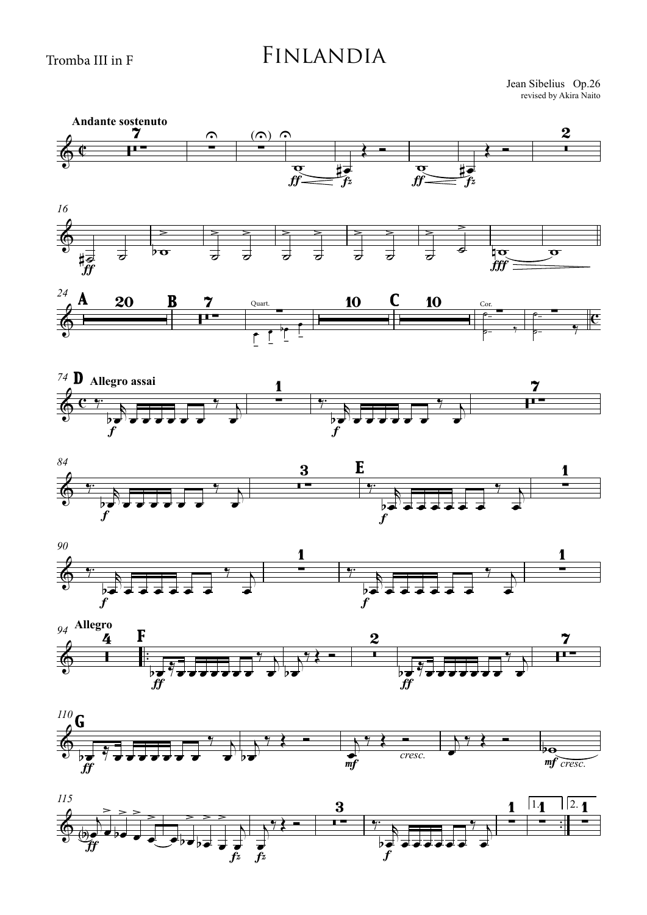Tromba III in F

# Finlandia

Jean Sibelius Op.26
revised by Akira Naito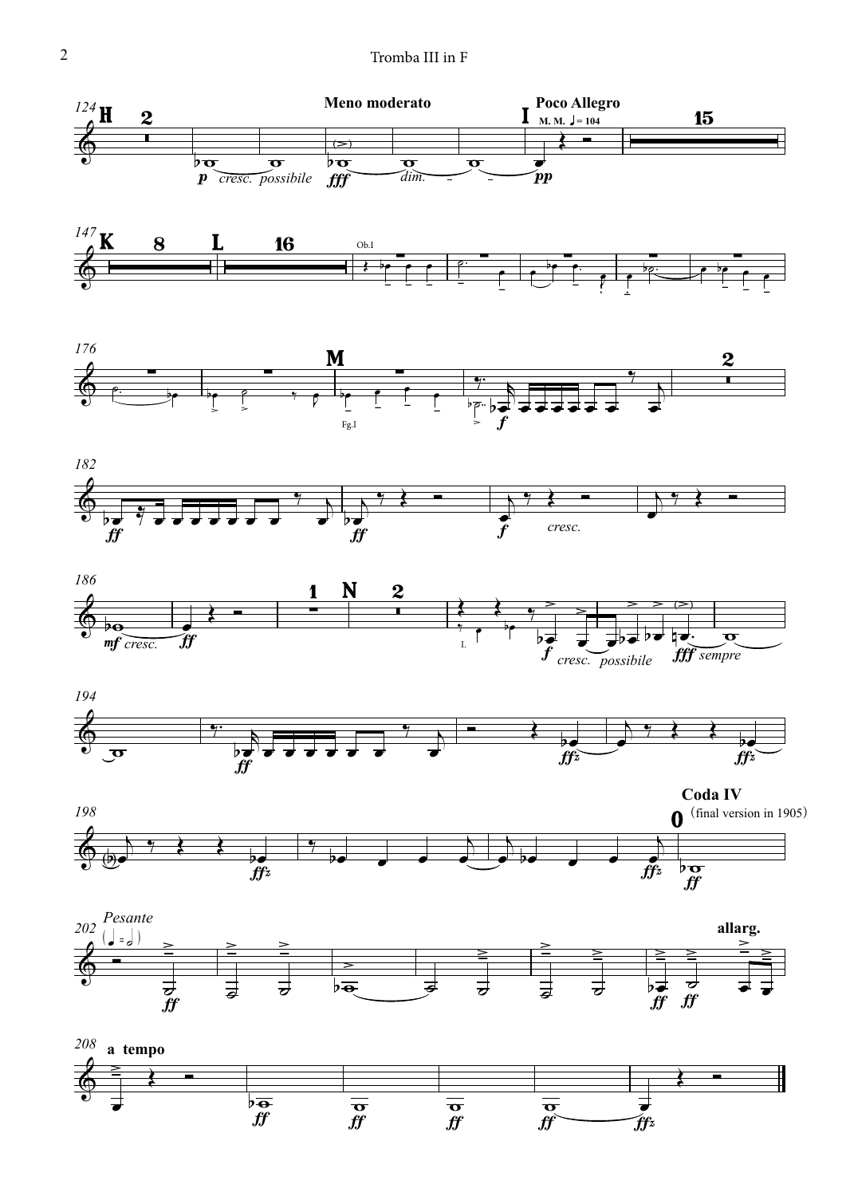Meno moderato

Poco Allegro M. M. ♩ = 104

Coda IV (final version in 1905)

*Pesante*

allarg.

a tempo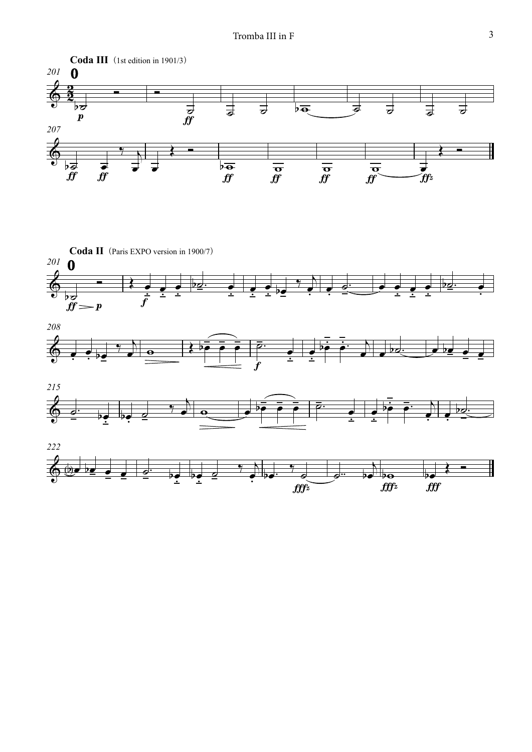**Coda III**（1st edition in 1901/3）

**Coda II**（Paris EXPO version in 1900/7）